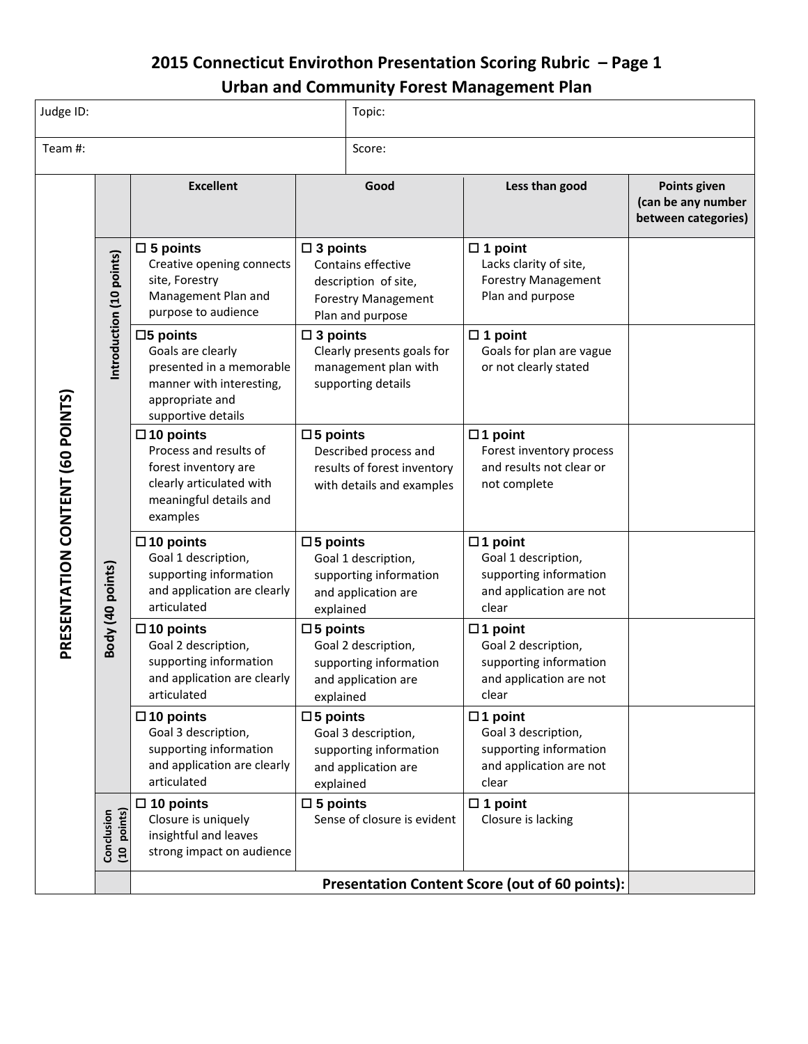# 2015 Connecticut Envirothon Presentation Scoring Rubric – Page 1

## Urban and Community Forest Management Plan

| Judge ID: | Topic: |
|---|---|
| Team #: | Score: |

| | | Excellent | Good | Less than good | Points given (can be any number between categories) |
|---|---|---|---|---|---|
| PRESENTATION CONTENT (60 POINTS) | Introduction (10 points) | ☐ 5 points Creative opening connects site, Forestry Management Plan and purpose to audience | ☐ 3 points Contains effective description of site, Forestry Management Plan and purpose | ☐ 1 point Lacks clarity of site, Forestry Management Plan and purpose | |
| | | ☐5 points Goals are clearly presented in a memorable manner with interesting, appropriate and supportive details | ☐ 3 points Clearly presents goals for management plan with supporting details | ☐ 1 point Goals for plan are vague or not clearly stated | |
| | Body (40 points) | ☐ 10 points Process and results of forest inventory are clearly articulated with meaningful details and examples | ☐ 5 points Described process and results of forest inventory with details and examples | ☐ 1 point Forest inventory process and results not clear or not complete | |
| | | ☐ 10 points Goal 1 description, supporting information and application are clearly articulated | ☐ 5 points Goal 1 description, supporting information and application are explained | ☐ 1 point Goal 1 description, supporting information and application are not clear | |
| | | ☐ 10 points Goal 2 description, supporting information and application are clearly articulated | ☐ 5 points Goal 2 description, supporting information and application are explained | ☐ 1 point Goal 2 description, supporting information and application are not clear | |
| | | ☐ 10 points Goal 3 description, supporting information and application are clearly articulated | ☐ 5 points Goal 3 description, supporting information and application are explained | ☐ 1 point Goal 3 description, supporting information and application are not clear | |
| | Conclusion (10 points) | ☐ 10 points Closure is uniquely insightful and leaves strong impact on audience | ☐ 5 points Sense of closure is evident | ☐ 1 point Closure is lacking | |
| | | **Presentation Content Score (out of 60 points):** | | | |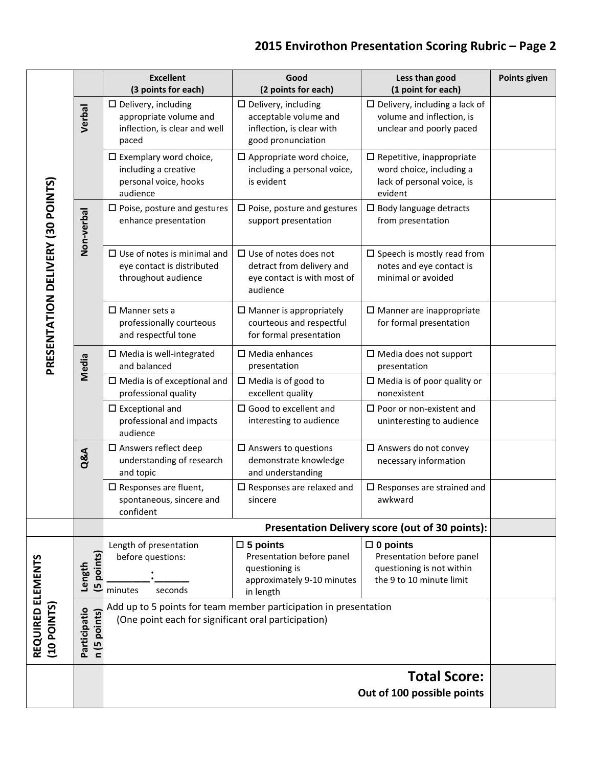## 2015 Envirothon Presentation Scoring Rubric – Page 2

| | | Excellent (3 points for each) | Good (2 points for each) | Less than good (1 point for each) | Points given |
|---|---|---|---|---|---|
| PRESENTATION DELIVERY (30 POINTS) | Verbal | ☐ Delivery, including appropriate volume and inflection, is clear and well paced | ☐ Delivery, including acceptable volume and inflection, is clear with good pronunciation | ☐ Delivery, including a lack of volume and inflection, is unclear and poorly paced | |
| | | ☐ Exemplary word choice, including a creative personal voice, hooks audience | ☐ Appropriate word choice, including a personal voice, is evident | ☐ Repetitive, inappropriate word choice, including a lack of personal voice, is evident | |
| | Non-verbal | ☐ Poise, posture and gestures enhance presentation | ☐ Poise, posture and gestures support presentation | ☐ Body language detracts from presentation | |
| | | ☐ Use of notes is minimal and eye contact is distributed throughout audience | ☐ Use of notes does not detract from delivery and eye contact is with most of audience | ☐ Speech is mostly read from notes and eye contact is minimal or avoided | |
| | | ☐ Manner sets a professionally courteous and respectful tone | ☐ Manner is appropriately courteous and respectful for formal presentation | ☐ Manner are inappropriate for formal presentation | |
| | Media | ☐ Media is well-integrated and balanced | ☐ Media enhances presentation | ☐ Media does not support presentation | |
| | | ☐ Media is of exceptional and professional quality | ☐ Media is of good to excellent quality | ☐ Media is of poor quality or nonexistent | |
| | | ☐ Exceptional and professional and impacts audience | ☐ Good to excellent and interesting to audience | ☐ Poor or non-existent and uninteresting to audience | |
| | Q&A | ☐ Answers reflect deep understanding of research and topic | ☐ Answers to questions demonstrate knowledge and understanding | ☐ Answers do not convey necessary information | |
| | | ☐ Responses are fluent, spontaneous, sincere and confident | ☐ Responses are relaxed and sincere | ☐ Responses are strained and awkward | |
| | | **Presentation Delivery score (out of 30 points):** | | | |
| REQUIRED ELEMENTS (10 POINTS) | Length (5 points) | Length of presentation before questions: _______:______ minutes seconds | ☐ **5 points** Presentation before panel questioning is approximately 9-10 minutes in length | ☐ **0 points** Presentation before panel questioning is not within the 9 to 10 minute limit | |
| | Participation (5 points) | Add up to 5 points for team member participation in presentation (One point each for significant oral participation) | | | |
| | | **Total Score:** Out of 100 possible points | | | |